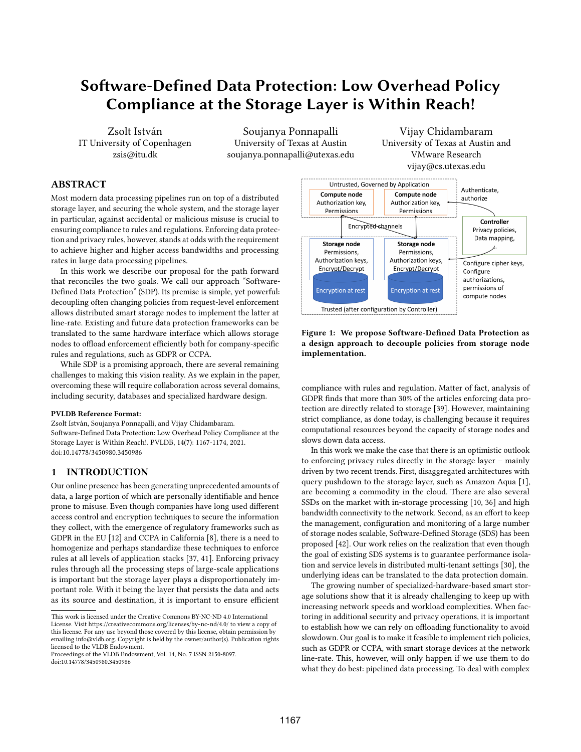# Software-Defined Data Protection: Low Overhead Policy Compliance at the Storage Layer is Within Reach!

Zsolt István
IT University of Copenhagen
zsis@itu.dk

Soujanya Ponnapalli
University of Texas at Austin
soujanya.ponnapalli@utexas.edu

Vijay Chidambaram
University of Texas at Austin and VMware Research
vijay@cs.utexas.edu

## ABSTRACT

Most modern data processing pipelines run on top of a distributed storage layer, and securing the whole system, and the storage layer in particular, against accidental or malicious misuse is crucial to ensuring compliance to rules and regulations. Enforcing data protection and privacy rules, however, stands at odds with the requirement to achieve higher and higher access bandwidths and processing rates in large data processing pipelines.

In this work we describe our proposal for the path forward that reconciles the two goals. We call our approach "Software-Defined Data Protection" (SDP). Its premise is simple, yet powerful: decoupling often changing policies from request-level enforcement allows distributed smart storage nodes to implement the latter at line-rate. Existing and future data protection frameworks can be translated to the same hardware interface which allows storage nodes to offload enforcement efficiently both for company-specific rules and regulations, such as GDPR or CCPA.

While SDP is a promising approach, there are several remaining challenges to making this vision reality. As we explain in the paper, overcoming these will require collaboration across several domains, including security, databases and specialized hardware design.

**PVLDB Reference Format:**
Zsolt István, Soujanya Ponnapalli, and Vijay Chidambaram. Software-Defined Data Protection: Low Overhead Policy Compliance at the Storage Layer is Within Reach!. PVLDB, 14(7): 1167-1174, 2021. doi:10.14778/3450980.3450986

Untrusted, Governed by Application — Compute node: Authorization key, Permissions; Compute node: Authorization key, Permissions. Encrypted channels. Storage node: Permissions, Authorization keys, Encrypt/Decrypt, Encryption at rest; Storage node: Permissions, Authorization keys, Encrypt/Decrypt, Encryption at rest. Trusted (after configuration by Controller). Controller: Privacy policies, Data mapping, ... Authenticate, authorize. Configure cipher keys, Configure authorizations, permissions of compute nodes.

**Figure 1: We propose Software-Defined Data Protection as a design approach to decouple policies from storage node implementation.**

## 1 INTRODUCTION

Our online presence has been generating unprecedented amounts of data, a large portion of which are personally identifiable and hence prone to misuse. Even though companies have long used different access control and encryption techniques to secure the information they collect, with the emergence of regulatory frameworks such as GDPR in the EU [12] and CCPA in California [8], there is a need to homogenize and perhaps standardize these techniques to enforce rules at all levels of application stacks [37, 41]. Enforcing privacy rules through all the processing steps of large-scale applications is important but the storage layer plays a disproportionately important role. With it being the layer that persists the data and acts as its source and destination, it is important to ensure efficient compliance with rules and regulation. Matter of fact, analysis of GDPR finds that more than 30% of the articles enforcing data protection are directly related to storage [39]. However, maintaining strict compliance, as done today, is challenging because it requires computational resources beyond the capacity of storage nodes and slows down data access.

In this work we make the case that there is an optimistic outlook to enforcing privacy rules directly in the storage layer – mainly driven by two recent trends. First, disaggregated architectures with query pushdown to the storage layer, such as Amazon Aqua [1], are becoming a commodity in the cloud. There are also several SSDs on the market with in-storage processing [10, 36] and high bandwidth connectivity to the network. Second, as an effort to keep the management, configuration and monitoring of a large number of storage nodes scalable, Software-Defined Storage (SDS) has been proposed [42]. Our work relies on the realization that even though the goal of existing SDS systems is to guarantee performance isolation and service levels in distributed multi-tenant settings [30], the underlying ideas can be translated to the data protection domain.

The growing number of specialized-hardware-based smart storage solutions show that it is already challenging to keep up with increasing network speeds and workload complexities. When factoring in additional security and privacy operations, it is important to establish how we can rely on offloading functionality to avoid slowdown. Our goal is to make it feasible to implement rich policies, such as GDPR or CCPA, with smart storage devices at the network line-rate. This, however, will only happen if we use them to do what they do best: pipelined data processing. To deal with complex

This work is licensed under the Creative Commons BY-NC-ND 4.0 International License. Visit https://creativecommons.org/licenses/by-nc-nd/4.0/ to view a copy of this license. For any use beyond those covered by this license, obtain permission by emailing info@vldb.org. Copyright is held by the owner/author(s). Publication rights licensed to the VLDB Endowment.
Proceedings of the VLDB Endowment, Vol. 14, No. 7 ISSN 2150-8097.
doi:10.14778/3450980.3450986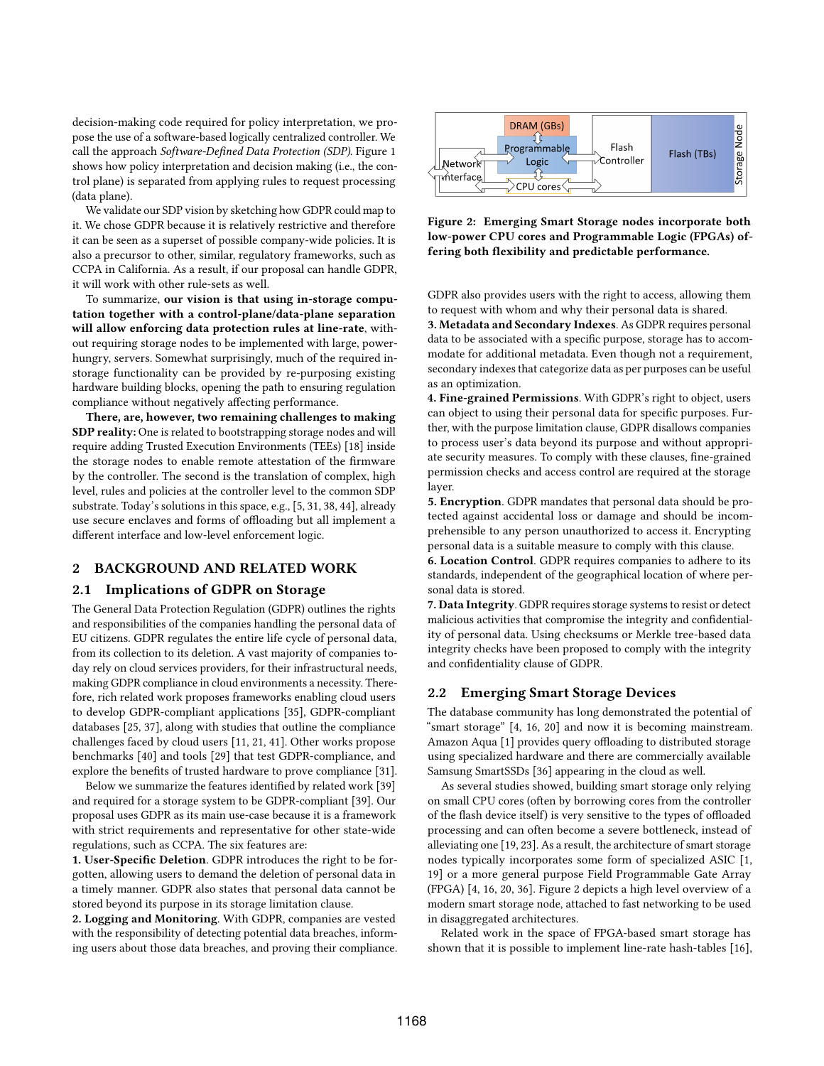decision-making code required for policy interpretation, we propose the use of a software-based logically centralized controller. We call the approach *Software-Defined Data Protection (SDP)*. Figure 1 shows how policy interpretation and decision making (i.e., the control plane) is separated from applying rules to request processing (data plane).

We validate our SDP vision by sketching how GDPR could map to it. We chose GDPR because it is relatively restrictive and therefore it can be seen as a superset of possible company-wide policies. It is also a precursor to other, similar, regulatory frameworks, such as CCPA in California. As a result, if our proposal can handle GDPR, it will work with other rule-sets as well.

To summarize, **our vision is that using in-storage computation together with a control-plane/data-plane separation will allow enforcing data protection rules at line-rate**, without requiring storage nodes to be implemented with large, power-hungry, servers. Somewhat surprisingly, much of the required in-storage functionality can be provided by re-purposing existing hardware building blocks, opening the path to ensuring regulation compliance without negatively affecting performance.

**There, are, however, two remaining challenges to making SDP reality:** One is related to bootstrapping storage nodes and will require adding Trusted Execution Environments (TEEs) [18] inside the storage nodes to enable remote attestation of the firmware by the controller. The second is the translation of complex, high level, rules and policies at the controller level to the common SDP substrate. Today's solutions in this space, e.g., [5, 31, 38, 44], already use secure enclaves and forms of offloading but all implement a different interface and low-level enforcement logic.

## 2 BACKGROUND AND RELATED WORK

### 2.1 Implications of GDPR on Storage

The General Data Protection Regulation (GDPR) outlines the rights and responsibilities of the companies handling the personal data of EU citizens. GDPR regulates the entire life cycle of personal data, from its collection to its deletion. A vast majority of companies today rely on cloud services providers, for their infrastructural needs, making GDPR compliance in cloud environments a necessity. Therefore, rich related work proposes frameworks enabling cloud users to develop GDPR-compliant applications [35], GDPR-compliant databases [25, 37], along with studies that outline the compliance challenges faced by cloud users [11, 21, 41]. Other works propose benchmarks [40] and tools [29] that test GDPR-compliance, and explore the benefits of trusted hardware to prove compliance [31].

Below we summarize the features identified by related work [39] and required for a storage system to be GDPR-compliant [39]. Our proposal uses GDPR as its main use-case because it is a framework with strict requirements and representative for other state-wide regulations, such as CCPA. The six features are:

**1. User-Specific Deletion**. GDPR introduces the right to be forgotten, allowing users to demand the deletion of personal data in a timely manner. GDPR also states that personal data cannot be stored beyond its purpose in its storage limitation clause.

**2. Logging and Monitoring**. With GDPR, companies are vested with the responsibility of detecting potential data breaches, informing users about those data breaches, and proving their compliance. GDPR also provides users with the right to access, allowing them to request with whom and why their personal data is shared.

**3. Metadata and Secondary Indexes**. As GDPR requires personal data to be associated with a specific purpose, storage has to accommodate for additional metadata. Even though not a requirement, secondary indexes that categorize data as per purposes can be useful as an optimization.

**4. Fine-grained Permissions**. With GDPR's right to object, users can object to using their personal data for specific purposes. Further, with the purpose limitation clause, GDPR disallows companies to process user's data beyond its purpose and without appropriate security measures. To comply with these clauses, fine-grained permission checks and access control are required at the storage layer.

**5. Encryption**. GDPR mandates that personal data should be protected against accidental loss or damage and should be incomprehensible to any person unauthorized to access it. Encrypting personal data is a suitable measure to comply with this clause.

**6. Location Control**. GDPR requires companies to adhere to its standards, independent of the geographical location of where personal data is stored.

**7. Data Integrity**. GDPR requires storage systems to resist or detect malicious activities that compromise the integrity and confidentiality of personal data. Using checksums or Merkle tree-based data integrity checks have been proposed to comply with the integrity and confidentiality clause of GDPR.

### 2.2 Emerging Smart Storage Devices

The database community has long demonstrated the potential of "smart storage" [4, 16, 20] and now it is becoming mainstream. Amazon Aqua [1] provides query offloading to distributed storage using specialized hardware and there are commercially available Samsung SmartSSDs [36] appearing in the cloud as well.

As several studies showed, building smart storage only relying on small CPU cores (often by borrowing cores from the controller of the flash device itself) is very sensitive to the types of offloaded processing and can often become a severe bottleneck, instead of alleviating one [19, 23]. As a result, the architecture of smart storage nodes typically incorporates some form of specialized ASIC [1, 19] or a more general purpose Field Programmable Gate Array (FPGA) [4, 16, 20, 36]. Figure 2 depicts a high level overview of a modern smart storage node, attached to fast networking to be used in disaggregated architectures.

**Figure 2: Emerging Smart Storage nodes incorporate both low-power CPU cores and Programmable Logic (FPGAs) offering both flexibility and predictable performance.**

Related work in the space of FPGA-based smart storage has shown that it is possible to implement line-rate hash-tables [16],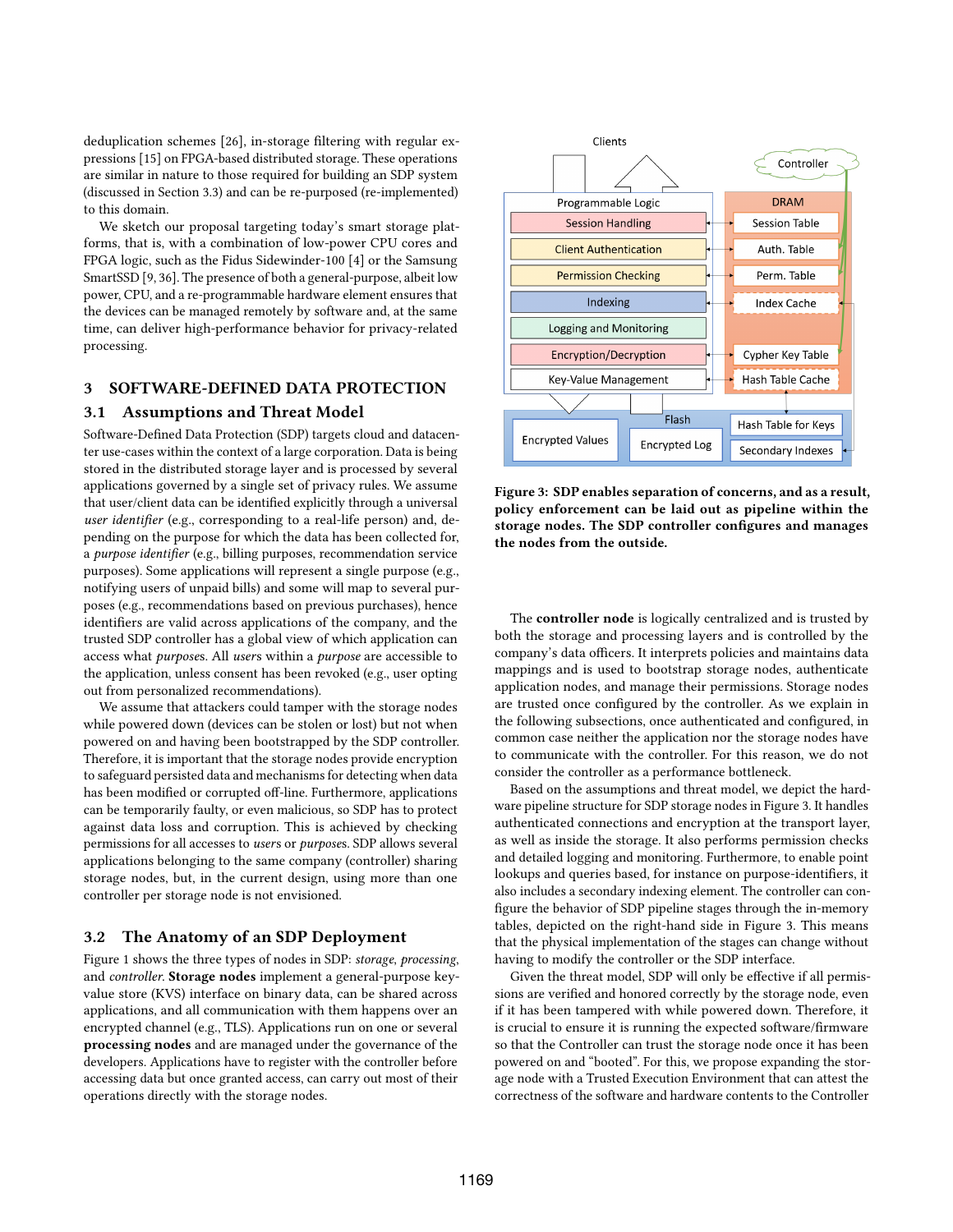deduplication schemes [26], in-storage filtering with regular expressions [15] on FPGA-based distributed storage. These operations are similar in nature to those required for building an SDP system (discussed in Section 3.3) and can be re-purposed (re-implemented) to this domain.

We sketch our proposal targeting today's smart storage platforms, that is, with a combination of low-power CPU cores and FPGA logic, such as the Fidus Sidewinder-100 [4] or the Samsung SmartSSD [9, 36]. The presence of both a general-purpose, albeit low power, CPU, and a re-programmable hardware element ensures that the devices can be managed remotely by software and, at the same time, can deliver high-performance behavior for privacy-related processing.

## 3 SOFTWARE-DEFINED DATA PROTECTION

### 3.1 Assumptions and Threat Model

Software-Defined Data Protection (SDP) targets cloud and datacenter use-cases within the context of a large corporation. Data is being stored in the distributed storage layer and is processed by several applications governed by a single set of privacy rules. We assume that user/client data can be identified explicitly through a universal *user identifier* (e.g., corresponding to a real-life person) and, depending on the purpose for which the data has been collected for, a *purpose identifier* (e.g., billing purposes, recommendation service purposes). Some applications will represent a single purpose (e.g., notifying users of unpaid bills) and some will map to several purposes (e.g., recommendations based on previous purchases), hence identifiers are valid across applications of the company, and the trusted SDP controller has a global view of which application can access what *purposes*. All *users* within a *purpose* are accessible to the application, unless consent has been revoked (e.g., user opting out from personalized recommendations).

We assume that attackers could tamper with the storage nodes while powered down (devices can be stolen or lost) but not when powered on and having been bootstrapped by the SDP controller. Therefore, it is important that the storage nodes provide encryption to safeguard persisted data and mechanisms for detecting when data has been modified or corrupted off-line. Furthermore, applications can be temporarily faulty, or even malicious, so SDP has to protect against data loss and corruption. This is achieved by checking permissions for all accesses to *users* or *purposes*. SDP allows several applications belonging to the same company (controller) sharing storage nodes, but, in the current design, using more than one controller per storage node is not envisioned.

### 3.2 The Anatomy of an SDP Deployment

Figure 1 shows the three types of nodes in SDP: *storage*, *processing*, and *controller*. **Storage nodes** implement a general-purpose key-value store (KVS) interface on binary data, can be shared across applications, and all communication with them happens over an encrypted channel (e.g., TLS). Applications run on one or several **processing nodes** and are managed under the governance of the developers. Applications have to register with the controller before accessing data but once granted access, can carry out most of their operations directly with the storage nodes.

**Figure 3: SDP enables separation of concerns, and as a result, policy enforcement can be laid out as pipeline within the storage nodes. The SDP controller configures and manages the nodes from the outside.**

The **controller node** is logically centralized and is trusted by both the storage and processing layers and is controlled by the company's data officers. It interprets policies and maintains data mappings and is used to bootstrap storage nodes, authenticate application nodes, and manage their permissions. Storage nodes are trusted once configured by the controller. As we explain in the following subsections, once authenticated and configured, in common case neither the application nor the storage nodes have to communicate with the controller. For this reason, we do not consider the controller as a performance bottleneck.

Based on the assumptions and threat model, we depict the hardware pipeline structure for SDP storage nodes in Figure 3. It handles authenticated connections and encryption at the transport layer, as well as inside the storage. It also performs permission checks and detailed logging and monitoring. Furthermore, to enable point lookups and queries based, for instance on purpose-identifiers, it also includes a secondary indexing element. The controller can configure the behavior of SDP pipeline stages through the in-memory tables, depicted on the right-hand side in Figure 3. This means that the physical implementation of the stages can change without having to modify the controller or the SDP interface.

Given the threat model, SDP will only be effective if all permissions are verified and honored correctly by the storage node, even if it has been tampered with while powered down. Therefore, it is crucial to ensure it is running the expected software/firmware so that the Controller can trust the storage node once it has been powered on and "booted". For this, we propose expanding the storage node with a Trusted Execution Environment that can attest the correctness of the software and hardware contents to the Controller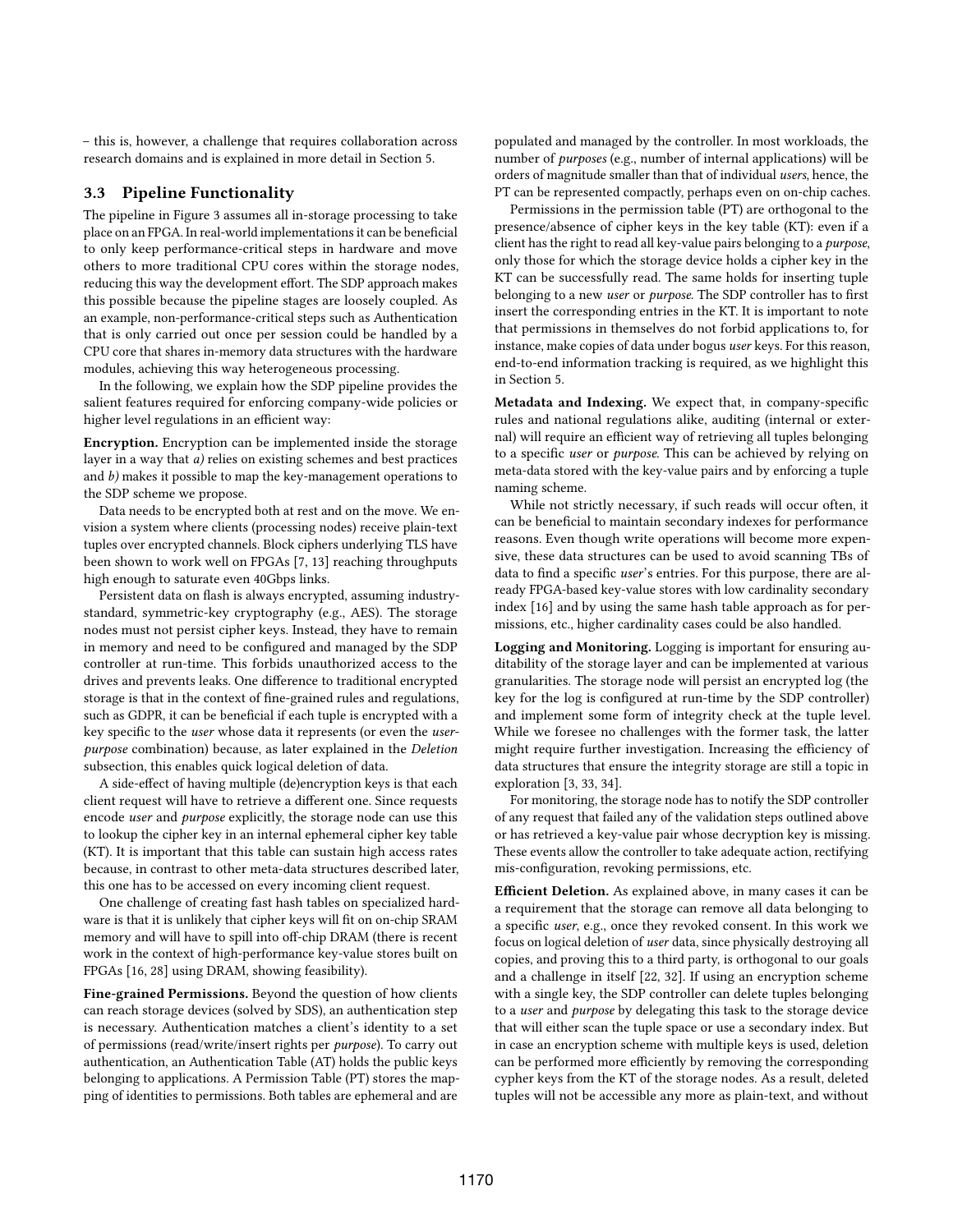– this is, however, a challenge that requires collaboration across research domains and is explained in more detail in Section 5.

### 3.3 Pipeline Functionality

The pipeline in Figure 3 assumes all in-storage processing to take place on an FPGA. In real-world implementations it can be beneficial to only keep performance-critical steps in hardware and move others to more traditional CPU cores within the storage nodes, reducing this way the development effort. The SDP approach makes this possible because the pipeline stages are loosely coupled. As an example, non-performance-critical steps such as Authentication that is only carried out once per session could be handled by a CPU core that shares in-memory data structures with the hardware modules, achieving this way heterogeneous processing.

In the following, we explain how the SDP pipeline provides the salient features required for enforcing company-wide policies or higher level regulations in an efficient way:

**Encryption.** Encryption can be implemented inside the storage layer in a way that *a)* relies on existing schemes and best practices and *b)* makes it possible to map the key-management operations to the SDP scheme we propose.

Data needs to be encrypted both at rest and on the move. We envision a system where clients (processing nodes) receive plain-text tuples over encrypted channels. Block ciphers underlying TLS have been shown to work well on FPGAs [7, 13] reaching throughputs high enough to saturate even 40Gbps links.

Persistent data on flash is always encrypted, assuming industry-standard, symmetric-key cryptography (e.g., AES). The storage nodes must not persist cipher keys. Instead, they have to remain in memory and need to be configured and managed by the SDP controller at run-time. This forbids unauthorized access to the drives and prevents leaks. One difference to traditional encrypted storage is that in the context of fine-grained rules and regulations, such as GDPR, it can be beneficial if each tuple is encrypted with a key specific to the *user* whose data it represents (or even the *user-purpose* combination) because, as later explained in the *Deletion* subsection, this enables quick logical deletion of data.

A side-effect of having multiple (de)encryption keys is that each client request will have to retrieve a different one. Since requests encode *user* and *purpose* explicitly, the storage node can use this to lookup the cipher key in an internal ephemeral cipher key table (KT). It is important that this table can sustain high access rates because, in contrast to other meta-data structures described later, this one has to be accessed on every incoming client request.

One challenge of creating fast hash tables on specialized hardware is that it is unlikely that cipher keys will fit on on-chip SRAM memory and will have to spill into off-chip DRAM (there is recent work in the context of high-performance key-value stores built on FPGAs [16, 28] using DRAM, showing feasibility).

**Fine-grained Permissions.** Beyond the question of how clients can reach storage devices (solved by SDS), an authentication step is necessary. Authentication matches a client's identity to a set of permissions (read/write/insert rights per *purpose*). To carry out authentication, an Authentication Table (AT) holds the public keys belonging to applications. A Permission Table (PT) stores the mapping of identities to permissions. Both tables are ephemeral and are populated and managed by the controller. In most workloads, the number of *purposes* (e.g., number of internal applications) will be orders of magnitude smaller than that of individual *users*, hence, the PT can be represented compactly, perhaps even on on-chip caches.

Permissions in the permission table (PT) are orthogonal to the presence/absence of cipher keys in the key table (KT): even if a client has the right to read all key-value pairs belonging to a *purpose*, only those for which the storage device holds a cipher key in the KT can be successfully read. The same holds for inserting tuple belonging to a new *user* or *purpose*. The SDP controller has to first insert the corresponding entries in the KT. It is important to note that permissions in themselves do not forbid applications to, for instance, make copies of data under bogus *user* keys. For this reason, end-to-end information tracking is required, as we highlight this in Section 5.

**Metadata and Indexing.** We expect that, in company-specific rules and national regulations alike, auditing (internal or external) will require an efficient way of retrieving all tuples belonging to a specific *user* or *purpose*. This can be achieved by relying on meta-data stored with the key-value pairs and by enforcing a tuple naming scheme.

While not strictly necessary, if such reads will occur often, it can be beneficial to maintain secondary indexes for performance reasons. Even though write operations will become more expensive, these data structures can be used to avoid scanning TBs of data to find a specific *user*'s entries. For this purpose, there are already FPGA-based key-value stores with low cardinality secondary index [16] and by using the same hash table approach as for permissions, etc., higher cardinality cases could be also handled.

**Logging and Monitoring.** Logging is important for ensuring auditability of the storage layer and can be implemented at various granularities. The storage node will persist an encrypted log (the key for the log is configured at run-time by the SDP controller) and implement some form of integrity check at the tuple level. While we foresee no challenges with the former task, the latter might require further investigation. Increasing the efficiency of data structures that ensure the integrity storage are still a topic in exploration [3, 33, 34].

For monitoring, the storage node has to notify the SDP controller of any request that failed any of the validation steps outlined above or has retrieved a key-value pair whose decryption key is missing. These events allow the controller to take adequate action, rectifying mis-configuration, revoking permissions, etc.

**Efficient Deletion.** As explained above, in many cases it can be a requirement that the storage can remove all data belonging to a specific *user*, e.g., once they revoked consent. In this work we focus on logical deletion of *user* data, since physically destroying all copies, and proving this to a third party, is orthogonal to our goals and a challenge in itself [22, 32]. If using an encryption scheme with a single key, the SDP controller can delete tuples belonging to a *user* and *purpose* by delegating this task to the storage device that will either scan the tuple space or use a secondary index. But in case an encryption scheme with multiple keys is used, deletion can be performed more efficiently by removing the corresponding cypher keys from the KT of the storage nodes. As a result, deleted tuples will not be accessible any more as plain-text, and without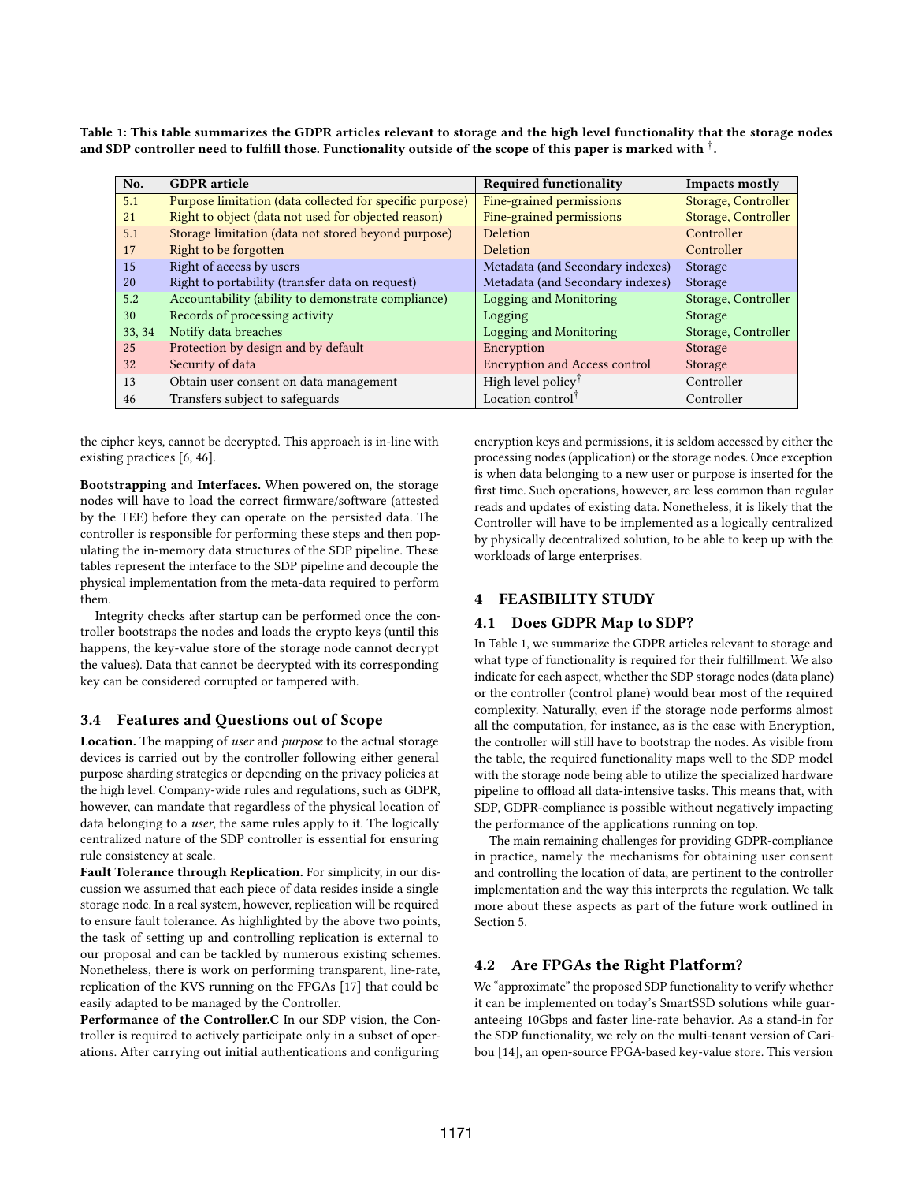Table 1: This table summarizes the GDPR articles relevant to storage and the high level functionality that the storage nodes and SDP controller need to fulfill those. Functionality outside of the scope of this paper is marked with †.

| No. | GDPR article | Required functionality | Impacts mostly |
|---|---|---|---|
| 5.1 | Purpose limitation (data collected for specific purpose) | Fine-grained permissions | Storage, Controller |
| 21 | Right to object (data not used for objected reason) | Fine-grained permissions | Storage, Controller |
| 5.1 | Storage limitation (data not stored beyond purpose) | Deletion | Controller |
| 17 | Right to be forgotten | Deletion | Controller |
| 15 | Right of access by users | Metadata (and Secondary indexes) | Storage |
| 20 | Right to portability (transfer data on request) | Metadata (and Secondary indexes) | Storage |
| 5.2 | Accountability (ability to demonstrate compliance) | Logging and Monitoring | Storage, Controller |
| 30 | Records of processing activity | Logging | Storage |
| 33, 34 | Notify data breaches | Logging and Monitoring | Storage, Controller |
| 25 | Protection by design and by default | Encryption | Storage |
| 32 | Security of data | Encryption and Access control | Storage |
| 13 | Obtain user consent on data management | High level policy† | Controller |
| 46 | Transfers subject to safeguards | Location control† | Controller |

the cipher keys, cannot be decrypted. This approach is in-line with existing practices [6, 46].

**Bootstrapping and Interfaces.** When powered on, the storage nodes will have to load the correct firmware/software (attested by the TEE) before they can operate on the persisted data. The controller is responsible for performing these steps and then populating the in-memory data structures of the SDP pipeline. These tables represent the interface to the SDP pipeline and decouple the physical implementation from the meta-data required to perform them.

Integrity checks after startup can be performed once the controller bootstraps the nodes and loads the crypto keys (until this happens, the key-value store of the storage node cannot decrypt the values). Data that cannot be decrypted with its corresponding key can be considered corrupted or tampered with.

### 3.4 Features and Questions out of Scope

**Location.** The mapping of *user* and *purpose* to the actual storage devices is carried out by the controller following either general purpose sharding strategies or depending on the privacy policies at the high level. Company-wide rules and regulations, such as GDPR, however, can mandate that regardless of the physical location of data belonging to a *user*, the same rules apply to it. The logically centralized nature of the SDP controller is essential for ensuring rule consistency at scale.

**Fault Tolerance through Replication.** For simplicity, in our discussion we assumed that each piece of data resides inside a single storage node. In a real system, however, replication will be required to ensure fault tolerance. As highlighted by the above two points, the task of setting up and controlling replication is external to our proposal and can be tackled by numerous existing schemes. Nonetheless, there is work on performing transparent, line-rate, replication of the KVS running on the FPGAs [17] that could be easily adapted to be managed by the Controller.

**Performance of the Controller.C** In our SDP vision, the Controller is required to actively participate only in a subset of operations. After carrying out initial authentications and configuring encryption keys and permissions, it is seldom accessed by either the processing nodes (application) or the storage nodes. Once exception is when data belonging to a new user or purpose is inserted for the first time. Such operations, however, are less common than regular reads and updates of existing data. Nonetheless, it is likely that the Controller will have to be implemented as a logically centralized by physically decentralized solution, to be able to keep up with the workloads of large enterprises.

## 4 FEASIBILITY STUDY

### 4.1 Does GDPR Map to SDP?

In Table 1, we summarize the GDPR articles relevant to storage and what type of functionality is required for their fulfillment. We also indicate for each aspect, whether the SDP storage nodes (data plane) or the controller (control plane) would bear most of the required complexity. Naturally, even if the storage node performs almost all the computation, for instance, as is the case with Encryption, the controller will still have to bootstrap the nodes. As visible from the table, the required functionality maps well to the SDP model with the storage node being able to utilize the specialized hardware pipeline to offload all data-intensive tasks. This means that, with SDP, GDPR-compliance is possible without negatively impacting the performance of the applications running on top.

The main remaining challenges for providing GDPR-compliance in practice, namely the mechanisms for obtaining user consent and controlling the location of data, are pertinent to the controller implementation and the way this interprets the regulation. We talk more about these aspects as part of the future work outlined in Section 5.

### 4.2 Are FPGAs the Right Platform?

We "approximate" the proposed SDP functionality to verify whether it can be implemented on today's SmartSSD solutions while guaranteeing 10Gbps and faster line-rate behavior. As a stand-in for the SDP functionality, we rely on the multi-tenant version of Caribou [14], an open-source FPGA-based key-value store. This version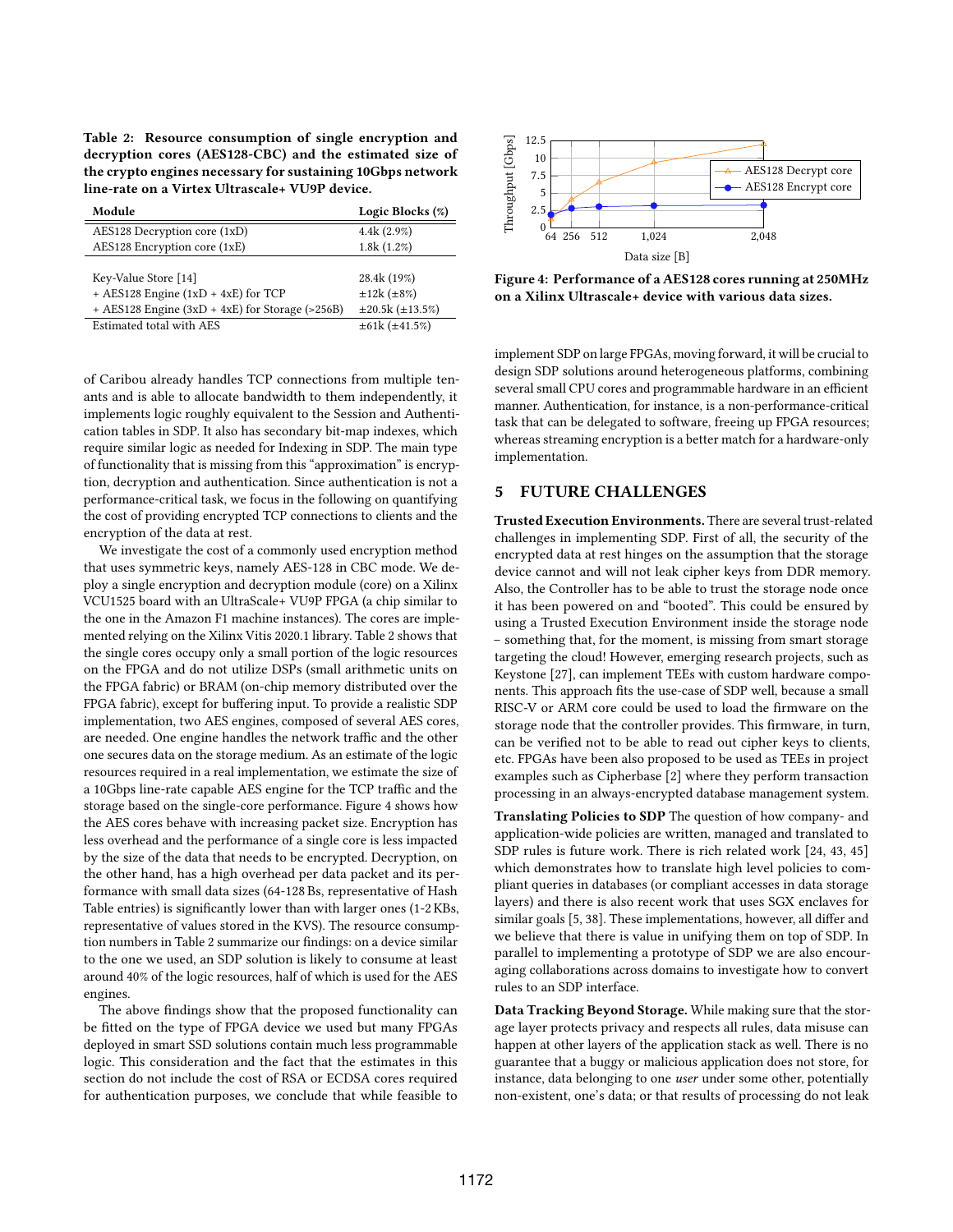**Table 2: Resource consumption of single encryption and decryption cores (AES128-CBC) and the estimated size of the crypto engines necessary for sustaining 10Gbps network line-rate on a Virtex Ultrascale+ VU9P device.**

| Module | Logic Blocks (%) |
|---|---|
| AES128 Decryption core (1xD) | 4.4k (2.9%) |
| AES128 Encryption core (1xE) | 1.8k (1.2%) |
| | |
| Key-Value Store [14] | 28.4k (19%) |
| + AES128 Engine (1xD + 4xE) for TCP | ±12k (±8%) |
| + AES128 Engine (3xD + 4xE) for Storage (>256B) | ±20.5k (±13.5%) |
| Estimated total with AES | ±61k (±41.5%) |

of Caribou already handles TCP connections from multiple tenants and is able to allocate bandwidth to them independently, it implements logic roughly equivalent to the Session and Authentication tables in SDP. It also has secondary bit-map indexes, which require similar logic as needed for Indexing in SDP. The main type of functionality that is missing from this "approximation" is encryption, decryption and authentication. Since authentication is not a performance-critical task, we focus in the following on quantifying the cost of providing encrypted TCP connections to clients and the encryption of the data at rest.

We investigate the cost of a commonly used encryption method that uses symmetric keys, namely AES-128 in CBC mode. We deploy a single encryption and decryption module (core) on a Xilinx VCU1525 board with an UltraScale+ VU9P FPGA (a chip similar to the one in the Amazon F1 machine instances). The cores are implemented relying on the Xilinx Vitis 2020.1 library. Table 2 shows that the single cores occupy only a small portion of the logic resources on the FPGA and do not utilize DSPs (small arithmetic units on the FPGA fabric) or BRAM (on-chip memory distributed over the FPGA fabric), except for buffering input. To provide a realistic SDP implementation, two AES engines, composed of several AES cores, are needed. One engine handles the network traffic and the other one secures data on the storage medium. As an estimate of the logic resources required in a real implementation, we estimate the size of a 10Gbps line-rate capable AES engine for the TCP traffic and the storage based on the single-core performance. Figure 4 shows how the AES cores behave with increasing packet size. Encryption has less overhead and the performance of a single core is less impacted by the size of the data that needs to be encrypted. Decryption, on the other hand, has a high overhead per data packet and its performance with small data sizes (64-128 Bs, representative of Hash Table entries) is significantly lower than with larger ones (1-2 KBs, representative of values stored in the KVS). The resource consumption numbers in Table 2 summarize our findings: on a device similar to the one we used, an SDP solution is likely to consume at least around 40% of the logic resources, half of which is used for the AES engines.

The above findings show that the proposed functionality can be fitted on the type of FPGA device we used but many FPGAs deployed in smart SSD solutions contain much less programmable logic. This consideration and the fact that the estimates in this section do not include the cost of RSA or ECDSA cores required for authentication purposes, we conclude that while feasible to implement SDP on large FPGAs, moving forward, it will be crucial to design SDP solutions around heterogeneous platforms, combining several small CPU cores and programmable hardware in an efficient manner. Authentication, for instance, is a non-performance-critical task that can be delegated to software, freeing up FPGA resources; whereas streaming encryption is a better match for a hardware-only implementation.

**Figure 4: Performance of a AES128 cores running at 250MHz on a Xilinx Ultrascale+ device with various data sizes.**

## 5 FUTURE CHALLENGES

**Trusted Execution Environments.** There are several trust-related challenges in implementing SDP. First of all, the security of the encrypted data at rest hinges on the assumption that the storage device cannot and will not leak cipher keys from DDR memory. Also, the Controller has to be able to trust the storage node once it has been powered on and "booted". This could be ensured by using a Trusted Execution Environment inside the storage node – something that, for the moment, is missing from smart storage targeting the cloud! However, emerging research projects, such as Keystone [27], can implement TEEs with custom hardware components. This approach fits the use-case of SDP well, because a small RISC-V or ARM core could be used to load the firmware on the storage node that the controller provides. This firmware, in turn, can be verified not to be able to read out cipher keys to clients, etc. FPGAs have been also proposed to be used as TEEs in project examples such as Cipherbase [2] where they perform transaction processing in an always-encrypted database management system.

**Translating Policies to SDP** The question of how company- and application-wide policies are written, managed and translated to SDP rules is future work. There is rich related work [24, 43, 45] which demonstrates how to translate high level policies to compliant queries in databases (or compliant accesses in data storage layers) and there is also recent work that uses SGX enclaves for similar goals [5, 38]. These implementations, however, all differ and we believe that there is value in unifying them on top of SDP. In parallel to implementing a prototype of SDP we are also encouraging collaborations across domains to investigate how to convert rules to an SDP interface.

**Data Tracking Beyond Storage.** While making sure that the storage layer protects privacy and respects all rules, data misuse can happen at other layers of the application stack as well. There is no guarantee that a buggy or malicious application does not store, for instance, data belonging to one *user* under some other, potentially non-existent, one's data; or that results of processing do not leak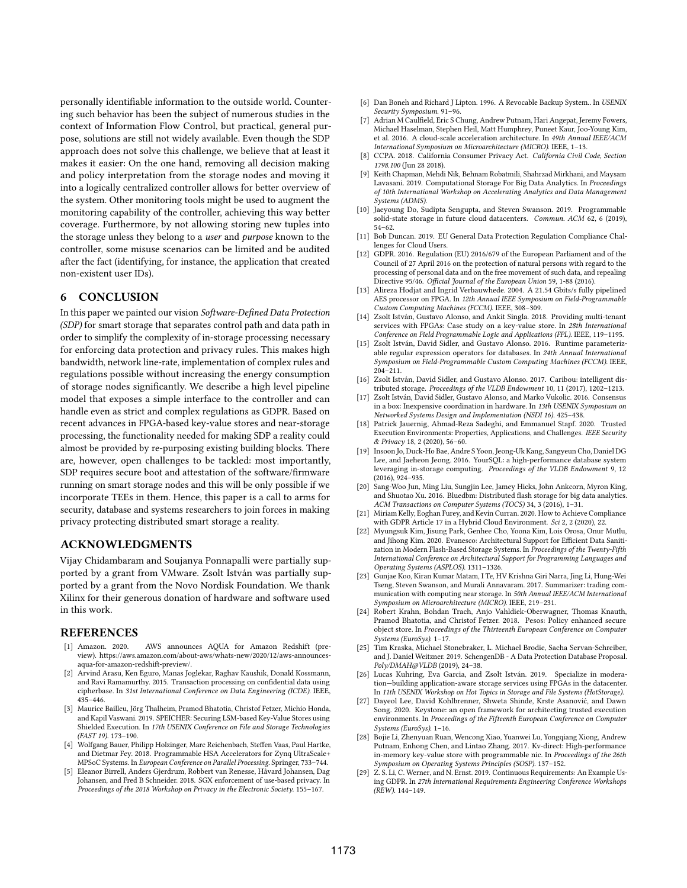personally identifiable information to the outside world. Countering such behavior has been the subject of numerous studies in the context of Information Flow Control, but practical, general purpose, solutions are still not widely available. Even though the SDP approach does not solve this challenge, we believe that at least it makes it easier: On the one hand, removing all decision making and policy interpretation from the storage nodes and moving it into a logically centralized controller allows for better overview of the system. Other monitoring tools might be used to augment the monitoring capability of the controller, achieving this way better coverage. Furthermore, by not allowing storing new tuples into the storage unless they belong to a *user* and *purpose* known to the controller, some misuse scenarios can be limited and be audited after the fact (identifying, for instance, the application that created non-existent user IDs).

## 6 CONCLUSION

In this paper we painted our vision *Software-Defined Data Protection (SDP)* for smart storage that separates control path and data path in order to simplify the complexity of in-storage processing necessary for enforcing data protection and privacy rules. This makes high bandwidth, network line-rate, implementation of complex rules and regulations possible without increasing the energy consumption of storage nodes significantly. We describe a high level pipeline model that exposes a simple interface to the controller and can handle even as strict and complex regulations as GDPR. Based on recent advances in FPGA-based key-value stores and near-storage processing, the functionality needed for making SDP a reality could almost be provided by re-purposing existing building blocks. There are, however, open challenges to be tackled: most importantly, SDP requires secure boot and attestation of the software/firmware running on smart storage nodes and this will be only possible if we incorporate TEEs in them. Hence, this paper is a call to arms for security, database and systems researchers to join forces in making privacy protecting distributed smart storage a reality.

## ACKNOWLEDGMENTS

Vijay Chidambaram and Soujanya Ponnapalli were partially supported by a grant from VMware. Zsolt István was partially supported by a grant from the Novo Nordisk Foundation. We thank Xilinx for their generous donation of hardware and software used in this work.

## REFERENCES

[1] Amazon. 2020. AWS announces AQUA for Amazon Redshift (preview). https://aws.amazon.com/about-aws/whats-new/2020/12/aws-announces-aqua-for-amazon-redshift-preview/.

[2] Arvind Arasu, Ken Eguro, Manas Joglekar, Raghav Kaushik, Donald Kossmann, and Ravi Ramamurthy. 2015. Transaction processing on confidential data using cipherbase. In *31st International Conference on Data Engineering (ICDE)*. IEEE, 435–446.

[3] Maurice Bailleu, Jörg Thalheim, Pramod Bhatotia, Christof Fetzer, Michio Honda, and Kapil Vaswani. 2019. SPEICHER: Securing LSM-based Key-Value Stores using Shielded Execution. In *17th USENIX Conference on File and Storage Technologies (FAST 19)*. 173–190.

[4] Wolfgang Bauer, Philipp Holzinger, Marc Reichenbach, Steffen Vaas, Paul Hartke, and Dietmar Fey. 2018. Programmable HSA Accelerators for Zynq UltraScale+ MPSoC Systems. In *European Conference on Parallel Processing*. Springer, 733–744.

[5] Eleanor Birrell, Anders Gjerdrum, Robbert van Renesse, Håvard Johansen, Dag Johansen, and Fred B Schneider. 2018. SGX enforcement of use-based privacy. In *Proceedings of the 2018 Workshop on Privacy in the Electronic Society*. 155–167.

[6] Dan Boneh and Richard J Lipton. 1996. A Revocable Backup System.. In *USENIX Security Symposium*. 91–96.

[7] Adrian M Caulfield, Eric S Chung, Andrew Putnam, Hari Angepat, Jeremy Fowers, Michael Haselman, Stephen Heil, Matt Humphrey, Puneet Kaur, Joo-Young Kim, et al. 2016. A cloud-scale acceleration architecture. In *49th Annual IEEE/ACM International Symposium on Microarchitecture (MICRO)*. IEEE, 1–13.

[8] CCPA. 2018. California Consumer Privacy Act. *California Civil Code, Section 1798.100* (Jun 28 2018).

[9] Keith Chapman, Mehdi Nik, Behnam Robatmili, Shahrzad Mirkhani, and Maysam Lavasani. 2019. Computational Storage For Big Data Analytics. In *Proceedings of 10th International Workshop on Accelerating Analytics and Data Management Systems (ADMS)*.

[10] Jaeyoung Do, Sudipta Sengupta, and Steven Swanson. 2019. Programmable solid-state storage in future cloud datacenters. *Commun. ACM* 62, 6 (2019), 54–62.

[11] Bob Duncan. 2019. EU General Data Protection Regulation Compliance Challenges for Cloud Users.

[12] GDPR. 2016. Regulation (EU) 2016/679 of the European Parliament and of the Council of 27 April 2016 on the protection of natural persons with regard to the processing of personal data and on the free movement of such data, and repealing Directive 95/46. *Official Journal of the European Union* 59, 1-88 (2016).

[13] Alireza Hodjat and Ingrid Verbauwhede. 2004. A 21.54 Gbits/s fully pipelined AES processor on FPGA. In *12th Annual IEEE Symposium on Field-Programmable Custom Computing Machines (FCCM)*. IEEE, 308–309.

[14] Zsolt István, Gustavo Alonso, and Ankit Singla. 2018. Providing multi-tenant services with FPGAs: Case study on a key-value store. In *28th International Conference on Field Programmable Logic and Applications (FPL)*. IEEE, 119–1195.

[15] Zsolt István, David Sidler, and Gustavo Alonso. 2016. Runtime parameterizable regular expression operators for databases. In *24th Annual International Symposium on Field-Programmable Custom Computing Machines (FCCM)*. IEEE, 204–211.

[16] Zsolt István, David Sidler, and Gustavo Alonso. 2017. Caribou: intelligent distributed storage. *Proceedings of the VLDB Endowment* 10, 11 (2017), 1202–1213.

[17] Zsolt István, David Sidler, Gustavo Alonso, and Marko Vukolic. 2016. Consensus in a box: Inexpensive coordination in hardware. In *13th USENIX Symposium on Networked Systems Design and Implementation (NSDI 16)*. 425–438.

[18] Patrick Jauernig, Ahmad-Reza Sadeghi, and Emmanuel Stapf. 2020. Trusted Execution Environments: Properties, Applications, and Challenges. *IEEE Security & Privacy* 18, 2 (2020), 56–60.

[19] Insoon Jo, Duck-Ho Bae, Andre S Yoon, Jeong-Uk Kang, Sangyeun Cho, Daniel DG Lee, and Jaeheon Jeong. 2016. YourSQL: a high-performance database system leveraging in-storage computing. *Proceedings of the VLDB Endowment* 9, 12 (2016), 924–935.

[20] Sang-Woo Jun, Ming Liu, Sungjin Lee, Jamey Hicks, John Ankcorn, Myron King, and Shuotao Xu. 2016. Bluedbm: Distributed flash storage for big data analytics. *ACM Transactions on Computer Systems (TOCS)* 34, 3 (2016), 1–31.

[21] Miriam Kelly, Eoghan Furey, and Kevin Curran. 2020. How to Achieve Compliance with GDPR Article 17 in a Hybrid Cloud Environment. *Sci* 2, 2 (2020), 22.

[22] Myungsuk Kim, Jisung Park, Genhee Cho, Yoona Kim, Lois Orosa, Onur Mutlu, and Jihong Kim. 2020. Evanesco: Architectural Support for Efficient Data Sanitization in Modern Flash-Based Storage Systems. In *Proceedings of the Twenty-Fifth International Conference on Architectural Support for Programming Languages and Operating Systems (ASPLOS)*. 1311–1326.

[23] Gunjae Koo, Kiran Kumar Matam, I Te, HV Krishna Giri Narra, Jing Li, Hung-Wei Tseng, Steven Swanson, and Murali Annavaram. 2017. Summarizer: trading communication with computing near storage. In *50th Annual IEEE/ACM International Symposium on Microarchitecture (MICRO)*. IEEE, 219–231.

[24] Robert Krahn, Bohdan Trach, Anjo Vahldiek-Oberwagner, Thomas Knauth, Pramod Bhatotia, and Christof Fetzer. 2018. Pesos: Policy enhanced secure object store. In *Proceedings of the Thirteenth European Conference on Computer Systems (EuroSys)*. 1–17.

[25] Tim Kraska, Michael Stonebraker, L. Michael Brodie, Sacha Servan-Schreiber, and J. Daniel Weitzner. 2019. SchengenDB - A Data Protection Database Proposal. *Poly/DMAH@VLDB* (2019), 24–38.

[26] Lucas Kuhring, Eva Garcia, and Zsolt István. 2019. Specialize in moderation—building application-aware storage services using FPGAs in the datacenter. In *11th USENIX Workshop on Hot Topics in Storage and File Systems (HotStorage)*.

[27] Dayeol Lee, David Kohlbrenner, Shweta Shinde, Krste Asanović, and Dawn Song. 2020. Keystone: an open framework for architecting trusted execution environments. In *Proceedings of the Fifteenth European Conference on Computer Systems (EuroSys)*. 1–16.

[28] Bojie Li, Zhenyuan Ruan, Wencong Xiao, Yuanwei Lu, Yongqiang Xiong, Andrew Putnam, Enhong Chen, and Lintao Zhang. 2017. Kv-direct: High-performance in-memory key-value store with programmable nic. In *Proceedings of the 26th Symposium on Operating Systems Principles (SOSP)*. 137–152.

[29] Z. S. Li, C. Werner, and N. Ernst. 2019. Continuous Requirements: An Example Using GDPR. In *27th International Requirements Engineering Conference Workshops (REW)*. 144–149.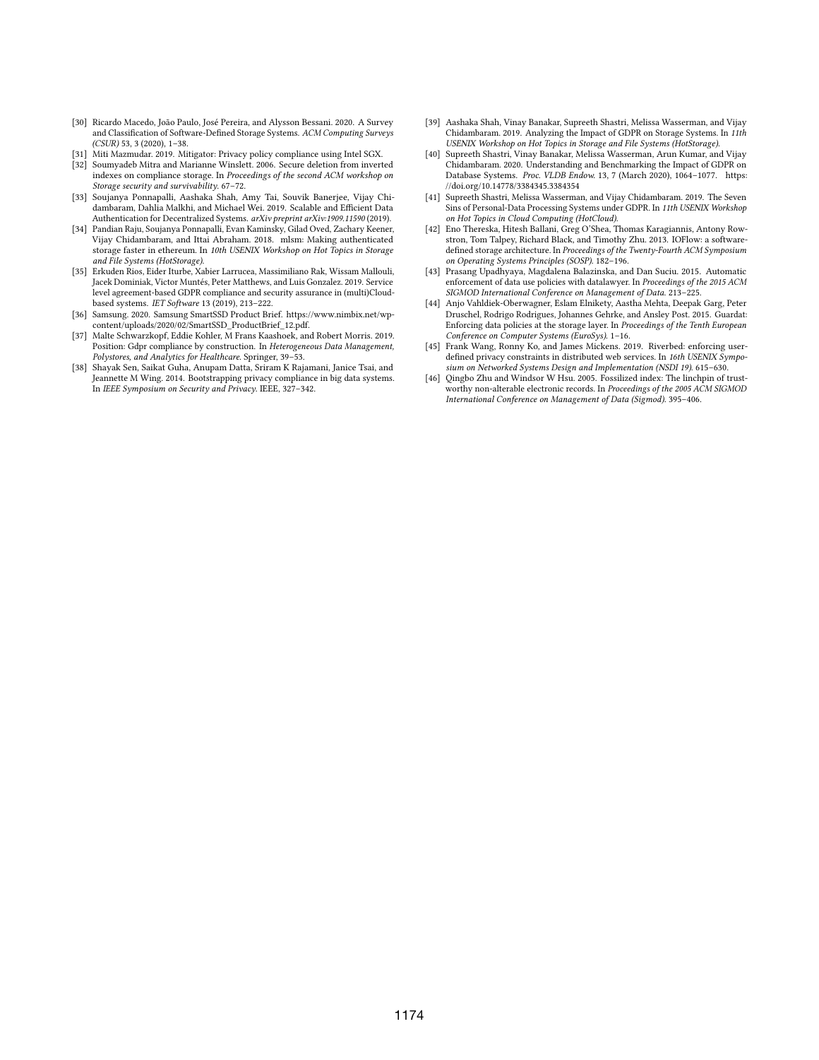[30] Ricardo Macedo, João Paulo, José Pereira, and Alysson Bessani. 2020. A Survey and Classification of Software-Defined Storage Systems. *ACM Computing Surveys (CSUR)* 53, 3 (2020), 1–38.

[31] Miti Mazmudar. 2019. Mitigator: Privacy policy compliance using Intel SGX.

[32] Soumyadeb Mitra and Marianne Winslett. 2006. Secure deletion from inverted indexes on compliance storage. In *Proceedings of the second ACM workshop on Storage security and survivability*. 67–72.

[33] Soujanya Ponnapalli, Aashaka Shah, Amy Tai, Souvik Banerjee, Vijay Chidambaram, Dahlia Malkhi, and Michael Wei. 2019. Scalable and Efficient Data Authentication for Decentralized Systems. *arXiv preprint arXiv:1909.11590* (2019).

[34] Pandian Raju, Soujanya Ponnapalli, Evan Kaminsky, Gilad Oved, Zachary Keener, Vijay Chidambaram, and Ittai Abraham. 2018. mlsm: Making authenticated storage faster in ethereum. In *10th USENIX Workshop on Hot Topics in Storage and File Systems (HotStorage)*.

[35] Erkuden Rios, Eider Iturbe, Xabier Larrucea, Massimiliano Rak, Wissam Mallouli, Jacek Dominiak, Victor Muntés, Peter Matthews, and Luis Gonzalez. 2019. Service level agreement-based GDPR compliance and security assurance in (multi)Cloud-based systems. *IET Software* 13 (2019), 213–222.

[36] Samsung. 2020. Samsung SmartSSD Product Brief. https://www.nimbix.net/wp-content/uploads/2020/02/SmartSSD_ProductBrief_12.pdf.

[37] Malte Schwarzkopf, Eddie Kohler, M Frans Kaashoek, and Robert Morris. 2019. Position: Gdpr compliance by construction. In *Heterogeneous Data Management, Polystores, and Analytics for Healthcare*. Springer, 39–53.

[38] Shayak Sen, Saikat Guha, Anupam Datta, Sriram K Rajamani, Janice Tsai, and Jeannette M Wing. 2014. Bootstrapping privacy compliance in big data systems. In *IEEE Symposium on Security and Privacy*. IEEE, 327–342.

[39] Aashaka Shah, Vinay Banakar, Supreeth Shastri, Melissa Wasserman, and Vijay Chidambaram. 2019. Analyzing the Impact of GDPR on Storage Systems. In *11th USENIX Workshop on Hot Topics in Storage and File Systems (HotStorage)*.

[40] Supreeth Shastri, Vinay Banakar, Melissa Wasserman, Arun Kumar, and Vijay Chidambaram. 2020. Understanding and Benchmarking the Impact of GDPR on Database Systems. *Proc. VLDB Endow.* 13, 7 (March 2020), 1064–1077. https://doi.org/10.14778/3384345.3384354

[41] Supreeth Shastri, Melissa Wasserman, and Vijay Chidambaram. 2019. The Seven Sins of Personal-Data Processing Systems under GDPR. In *11th USENIX Workshop on Hot Topics in Cloud Computing (HotCloud)*.

[42] Eno Thereska, Hitesh Ballani, Greg O'Shea, Thomas Karagiannis, Antony Rowstron, Tom Talpey, Richard Black, and Timothy Zhu. 2013. IOFlow: a software-defined storage architecture. In *Proceedings of the Twenty-Fourth ACM Symposium on Operating Systems Principles (SOSP)*. 182–196.

[43] Prasang Upadhyaya, Magdalena Balazinska, and Dan Suciu. 2015. Automatic enforcement of data use policies with datalawyer. In *Proceedings of the 2015 ACM SIGMOD International Conference on Management of Data*. 213–225.

[44] Anjo Vahldiek-Oberwagner, Eslam Elnikety, Aastha Mehta, Deepak Garg, Peter Druschel, Rodrigo Rodrigues, Johannes Gehrke, and Ansley Post. 2015. Guardat: Enforcing data policies at the storage layer. In *Proceedings of the Tenth European Conference on Computer Systems (EuroSys)*. 1–16.

[45] Frank Wang, Ronny Ko, and James Mickens. 2019. Riverbed: enforcing user-defined privacy constraints in distributed web services. In *16th USENIX Symposium on Networked Systems Design and Implementation (NSDI 19)*. 615–630.

[46] Qingbo Zhu and Windsor W Hsu. 2005. Fossilized index: The linchpin of trustworthy non-alterable electronic records. In *Proceedings of the 2005 ACM SIGMOD International Conference on Management of Data (Sigmod)*. 395–406.